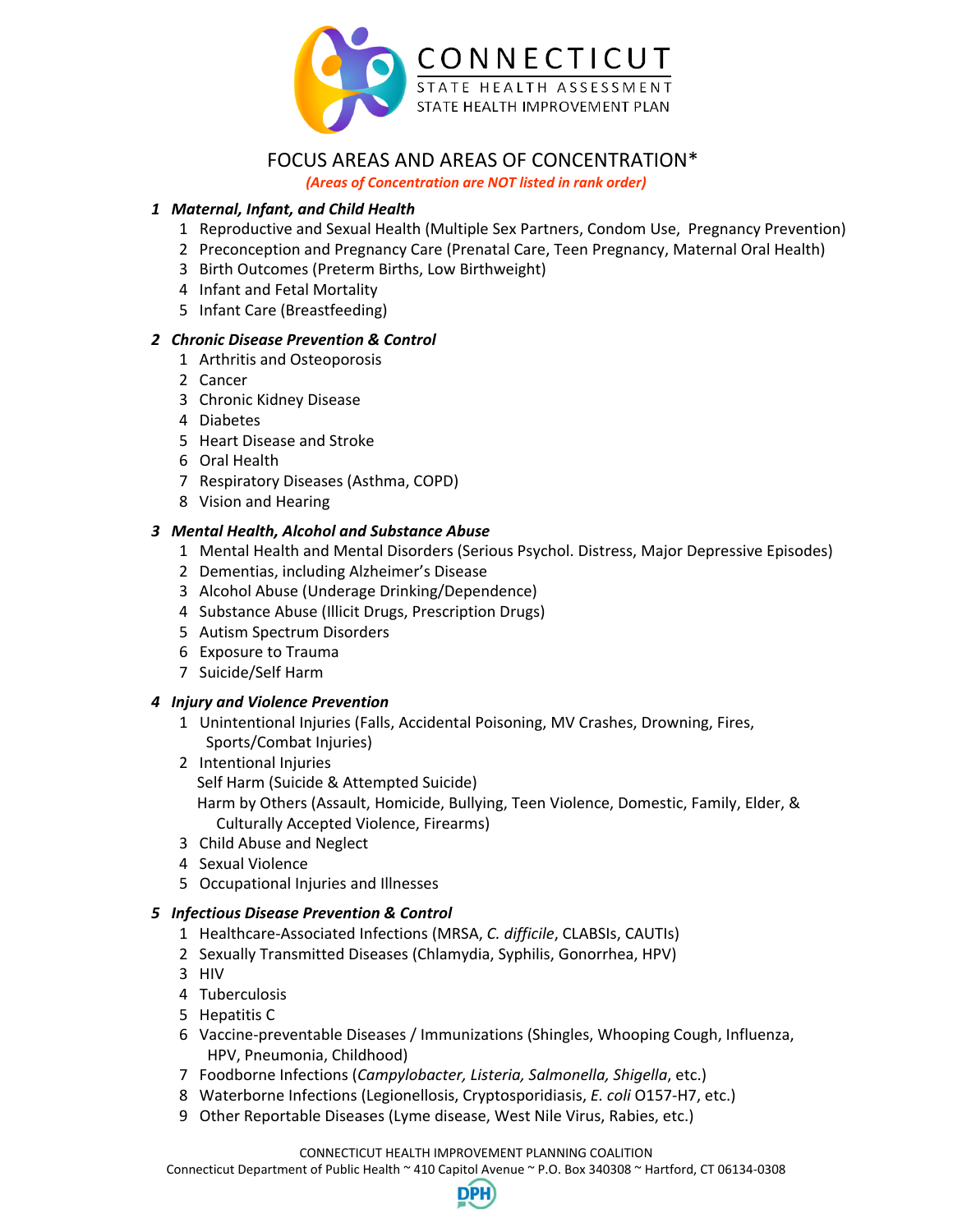# CONNECTICUT

STATE HEALTH ASSESSMENT
STATE HEALTH IMPROVEMENT PLAN

## FOCUS AREAS AND AREAS OF CONCENTRATION*

***(Areas of Concentration are NOT listed in rank order)***

### 1 *Maternal, Infant, and Child Health*

1. Reproductive and Sexual Health (Multiple Sex Partners, Condom Use, Pregnancy Prevention)
2. Preconception and Pregnancy Care (Prenatal Care, Teen Pregnancy, Maternal Oral Health)
3. Birth Outcomes (Preterm Births, Low Birthweight)
4. Infant and Fetal Mortality
5. Infant Care (Breastfeeding)

### 2 *Chronic Disease Prevention & Control*

1. Arthritis and Osteoporosis
2. Cancer
3. Chronic Kidney Disease
4. Diabetes
5. Heart Disease and Stroke
6. Oral Health
7. Respiratory Diseases (Asthma, COPD)
8. Vision and Hearing

### 3 *Mental Health, Alcohol and Substance Abuse*

1. Mental Health and Mental Disorders (Serious Psychol. Distress, Major Depressive Episodes)
2. Dementias, including Alzheimer's Disease
3. Alcohol Abuse (Underage Drinking/Dependence)
4. Substance Abuse (Illicit Drugs, Prescription Drugs)
5. Autism Spectrum Disorders
6. Exposure to Trauma
7. Suicide/Self Harm

### 4 *Injury and Violence Prevention*

1. Unintentional Injuries (Falls, Accidental Poisoning, MV Crashes, Drowning, Fires, Sports/Combat Injuries)
2. Intentional Injuries
   Self Harm (Suicide & Attempted Suicide)
   Harm by Others (Assault, Homicide, Bullying, Teen Violence, Domestic, Family, Elder, & Culturally Accepted Violence, Firearms)
3. Child Abuse and Neglect
4. Sexual Violence
5. Occupational Injuries and Illnesses

### 5 *Infectious Disease Prevention & Control*

1. Healthcare-Associated Infections (MRSA, *C. difficile*, CLABSIs, CAUTIs)
2. Sexually Transmitted Diseases (Chlamydia, Syphilis, Gonorrhea, HPV)
3. HIV
4. Tuberculosis
5. Hepatitis C
6. Vaccine-preventable Diseases / Immunizations (Shingles, Whooping Cough, Influenza, HPV, Pneumonia, Childhood)
7. Foodborne Infections (*Campylobacter, Listeria, Salmonella, Shigella*, etc.)
8. Waterborne Infections (Legionellosis, Cryptosporidiasis, *E. coli* O157-H7, etc.)
9. Other Reportable Diseases (Lyme disease, West Nile Virus, Rabies, etc.)

CONNECTICUT HEALTH IMPROVEMENT PLANNING COALITION
Connecticut Department of Public Health ~ 410 Capitol Avenue ~ P.O. Box 340308 ~ Hartford, CT 06134-0308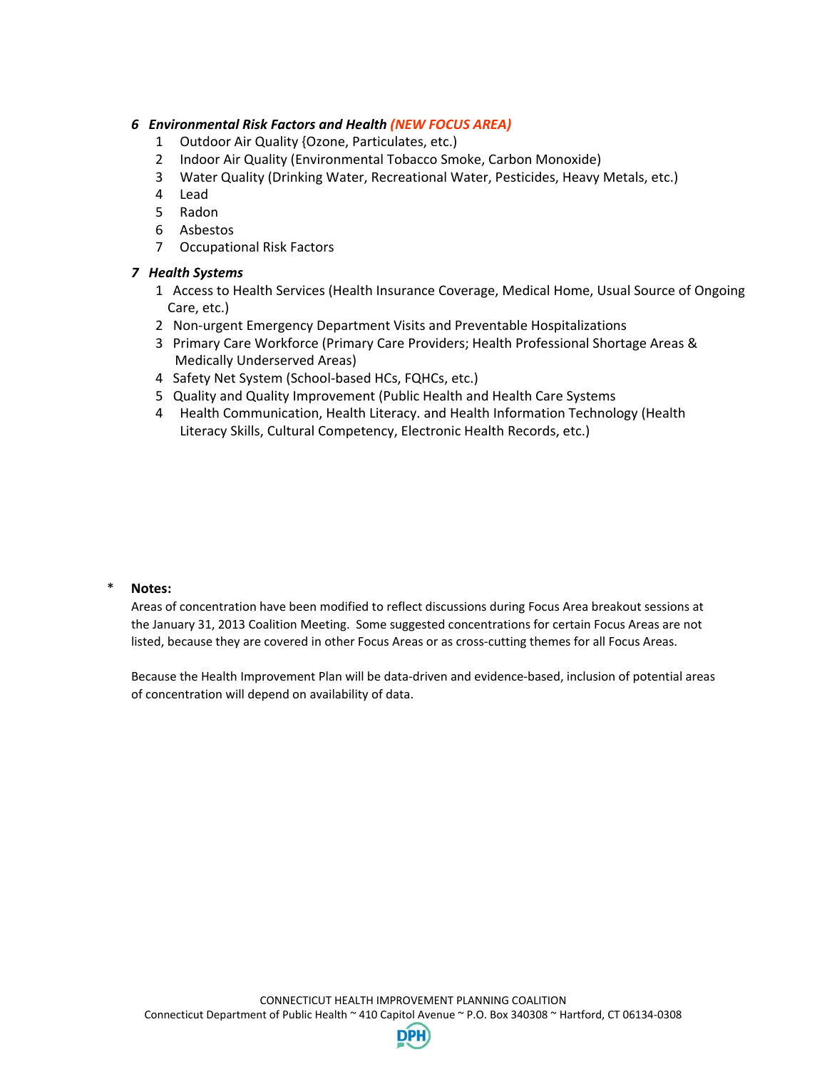**6 *Environmental Risk Factors and Health*** ***(NEW FOCUS AREA)***

1. Outdoor Air Quality {Ozone, Particulates, etc.)
2. Indoor Air Quality (Environmental Tobacco Smoke, Carbon Monoxide)
3. Water Quality (Drinking Water, Recreational Water, Pesticides, Heavy Metals, etc.)
4. Lead
5. Radon
6. Asbestos
7. Occupational Risk Factors

**7 *Health Systems***

1 Access to Health Services (Health Insurance Coverage, Medical Home, Usual Source of Ongoing Care, etc.)

2 Non-urgent Emergency Department Visits and Preventable Hospitalizations

3 Primary Care Workforce (Primary Care Providers; Health Professional Shortage Areas & Medically Underserved Areas)

4 Safety Net System (School-based HCs, FQHCs, etc.)

5 Quality and Quality Improvement (Public Health and Health Care Systems

4 Health Communication, Health Literacy. and Health Information Technology (Health Literacy Skills, Cultural Competency, Electronic Health Records, etc.)

\* **Notes:**

Areas of concentration have been modified to reflect discussions during Focus Area breakout sessions at the January 31, 2013 Coalition Meeting. Some suggested concentrations for certain Focus Areas are not listed, because they are covered in other Focus Areas or as cross-cutting themes for all Focus Areas.

Because the Health Improvement Plan will be data-driven and evidence-based, inclusion of potential areas of concentration will depend on availability of data.